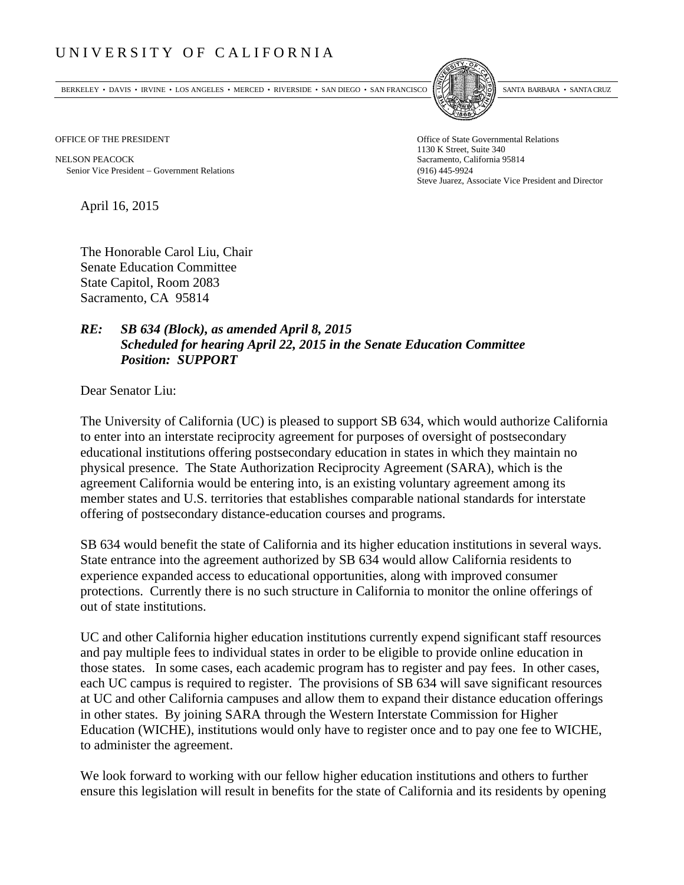# UNIVERSITY OF CALIFORNIA

BERKELEY • DAVIS • IRVINE • LOS ANGELES • MERCED • RIVERSIDE • SAN DIEGO • SAN FRANCISCO SANTA BARBARA • SANTA CRUZ

OFFICE OF THE PRESIDENT

NELSON PEACOCK
Senior Vice President – Government Relations

Office of State Governmental Relations
1130 K Street, Suite 340
Sacramento, California 95814
(916) 445-9924
Steve Juarez, Associate Vice President and Director

April 16, 2015

The Honorable Carol Liu, Chair
Senate Education Committee
State Capitol, Room 2083
Sacramento, CA 95814

***RE: SB 634 (Block), as amended April 8, 2015***
***Scheduled for hearing April 22, 2015 in the Senate Education Committee***
***Position: SUPPORT***

Dear Senator Liu:

The University of California (UC) is pleased to support SB 634, which would authorize California to enter into an interstate reciprocity agreement for purposes of oversight of postsecondary educational institutions offering postsecondary education in states in which they maintain no physical presence. The State Authorization Reciprocity Agreement (SARA), which is the agreement California would be entering into, is an existing voluntary agreement among its member states and U.S. territories that establishes comparable national standards for interstate offering of postsecondary distance-education courses and programs.

SB 634 would benefit the state of California and its higher education institutions in several ways. State entrance into the agreement authorized by SB 634 would allow California residents to experience expanded access to educational opportunities, along with improved consumer protections. Currently there is no such structure in California to monitor the online offerings of out of state institutions.

UC and other California higher education institutions currently expend significant staff resources and pay multiple fees to individual states in order to be eligible to provide online education in those states. In some cases, each academic program has to register and pay fees. In other cases, each UC campus is required to register. The provisions of SB 634 will save significant resources at UC and other California campuses and allow them to expand their distance education offerings in other states. By joining SARA through the Western Interstate Commission for Higher Education (WICHE), institutions would only have to register once and to pay one fee to WICHE, to administer the agreement.

We look forward to working with our fellow higher education institutions and others to further ensure this legislation will result in benefits for the state of California and its residents by opening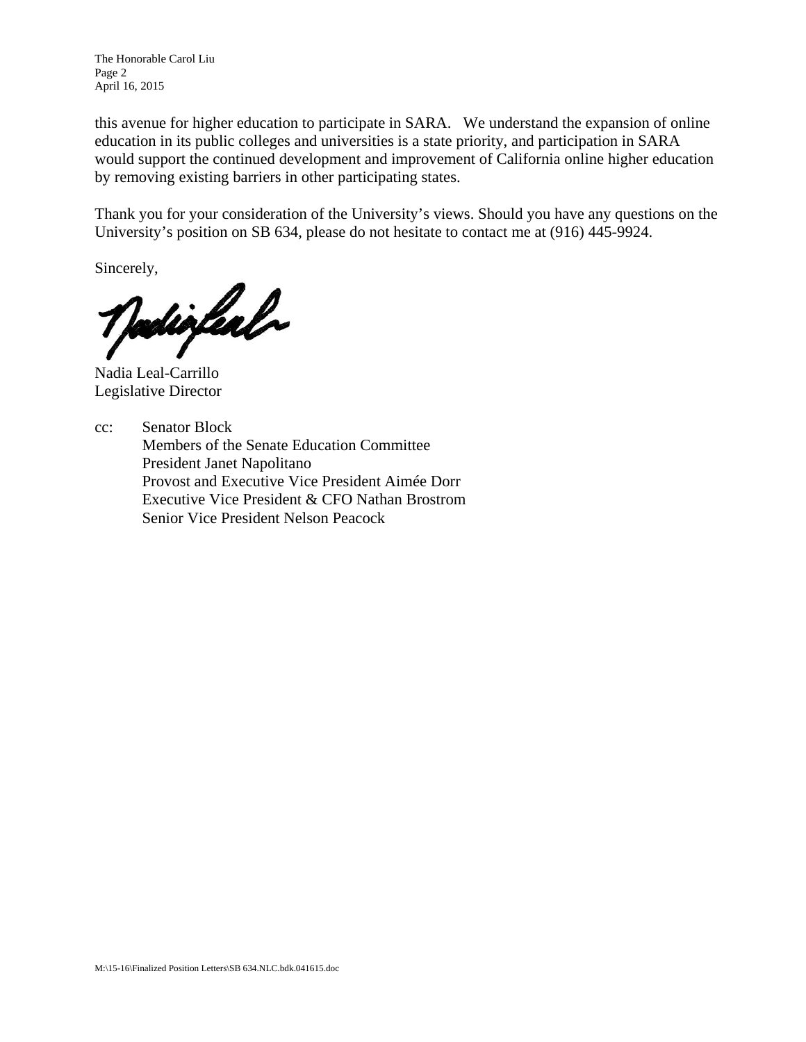this avenue for higher education to participate in SARA. We understand the expansion of online education in its public colleges and universities is a state priority, and participation in SARA would support the continued development and improvement of California online higher education by removing existing barriers in other participating states.

Thank you for your consideration of the University's views. Should you have any questions on the University's position on SB 634, please do not hesitate to contact me at (916) 445-9924.

Sincerely,

Nadia Leal-Carrillo
Legislative Director

cc: Senator Block
Members of the Senate Education Committee
President Janet Napolitano
Provost and Executive Vice President Aimée Dorr
Executive Vice President & CFO Nathan Brostrom
Senior Vice President Nelson Peacock

M:\15-16\Finalized Position Letters\SB 634.NLC.bdk.041615.doc